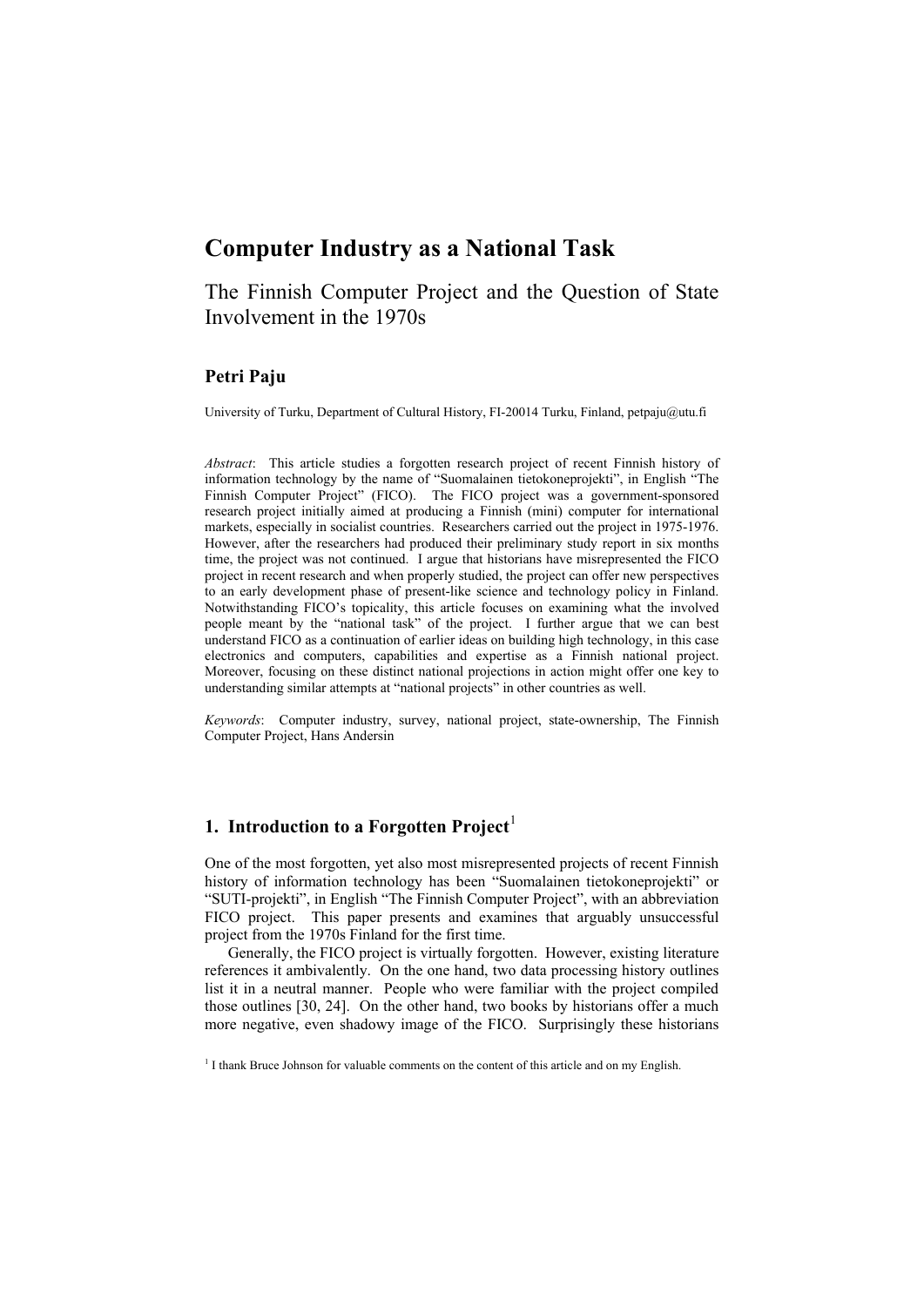# Computer Industry as a National Task

## The Finnish Computer Project and the Question of State Involvement in the 1970s

**Petri Paju**

University of Turku, Department of Cultural History, FI-20014 Turku, Finland, petpaju@utu.fi

*Abstract*: This article studies a forgotten research project of recent Finnish history of information technology by the name of "Suomalainen tietokoneprojekti", in English "The Finnish Computer Project" (FICO). The FICO project was a government-sponsored research project initially aimed at producing a Finnish (mini) computer for international markets, especially in socialist countries. Researchers carried out the project in 1975-1976. However, after the researchers had produced their preliminary study report in six months time, the project was not continued. I argue that historians have misrepresented the FICO project in recent research and when properly studied, the project can offer new perspectives to an early development phase of present-like science and technology policy in Finland. Notwithstanding FICO's topicality, this article focuses on examining what the involved people meant by the "national task" of the project. I further argue that we can best understand FICO as a continuation of earlier ideas on building high technology, in this case electronics and computers, capabilities and expertise as a Finnish national project. Moreover, focusing on these distinct national projections in action might offer one key to understanding similar attempts at "national projects" in other countries as well.

*Keywords*: Computer industry, survey, national project, state-ownership, The Finnish Computer Project, Hans Andersin

## 1. Introduction to a Forgotten Project[1]

One of the most forgotten, yet also most misrepresented projects of recent Finnish history of information technology has been "Suomalainen tietokoneprojekti" or "SUTI-projekti", in English "The Finnish Computer Project", with an abbreviation FICO project. This paper presents and examines that arguably unsuccessful project from the 1970s Finland for the first time.

Generally, the FICO project is virtually forgotten. However, existing literature references it ambivalently. On the one hand, two data processing history outlines list it in a neutral manner. People who were familiar with the project compiled those outlines [30, 24]. On the other hand, two books by historians offer a much more negative, even shadowy image of the FICO. Surprisingly these historians

[1] I thank Bruce Johnson for valuable comments on the content of this article and on my English.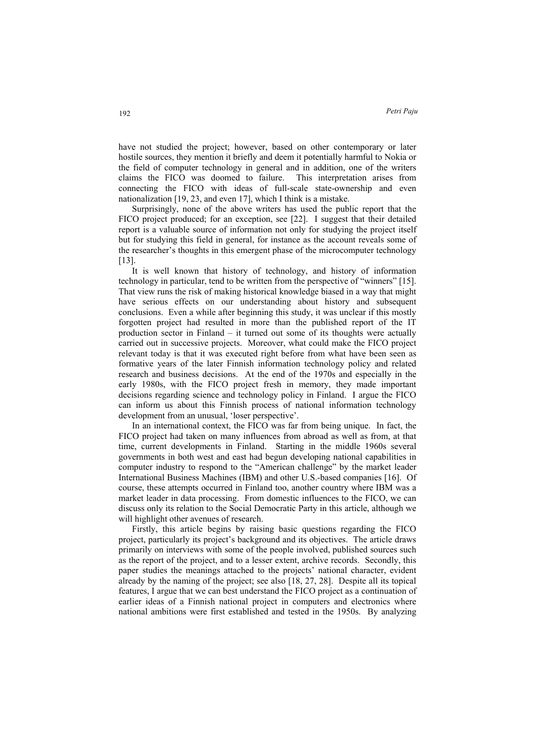have not studied the project; however, based on other contemporary or later hostile sources, they mention it briefly and deem it potentially harmful to Nokia or the field of computer technology in general and in addition, one of the writers claims the FICO was doomed to failure. This interpretation arises from connecting the FICO with ideas of full-scale state-ownership and even nationalization [19, 23, and even 17], which I think is a mistake.

Surprisingly, none of the above writers has used the public report that the FICO project produced; for an exception, see [22]. I suggest that their detailed report is a valuable source of information not only for studying the project itself but for studying this field in general, for instance as the account reveals some of the researcher's thoughts in this emergent phase of the microcomputer technology [13].

It is well known that history of technology, and history of information technology in particular, tend to be written from the perspective of "winners" [15]. That view runs the risk of making historical knowledge biased in a way that might have serious effects on our understanding about history and subsequent conclusions. Even a while after beginning this study, it was unclear if this mostly forgotten project had resulted in more than the published report of the IT production sector in Finland – it turned out some of its thoughts were actually carried out in successive projects. Moreover, what could make the FICO project relevant today is that it was executed right before from what have been seen as formative years of the later Finnish information technology policy and related research and business decisions. At the end of the 1970s and especially in the early 1980s, with the FICO project fresh in memory, they made important decisions regarding science and technology policy in Finland. I argue the FICO can inform us about this Finnish process of national information technology development from an unusual, 'loser perspective'.

In an international context, the FICO was far from being unique. In fact, the FICO project had taken on many influences from abroad as well as from, at that time, current developments in Finland. Starting in the middle 1960s several governments in both west and east had begun developing national capabilities in computer industry to respond to the "American challenge" by the market leader International Business Machines (IBM) and other U.S.-based companies [16]. Of course, these attempts occurred in Finland too, another country where IBM was a market leader in data processing. From domestic influences to the FICO, we can discuss only its relation to the Social Democratic Party in this article, although we will highlight other avenues of research.

Firstly, this article begins by raising basic questions regarding the FICO project, particularly its project's background and its objectives. The article draws primarily on interviews with some of the people involved, published sources such as the report of the project, and to a lesser extent, archive records. Secondly, this paper studies the meanings attached to the projects' national character, evident already by the naming of the project; see also [18, 27, 28]. Despite all its topical features, I argue that we can best understand the FICO project as a continuation of earlier ideas of a Finnish national project in computers and electronics where national ambitions were first established and tested in the 1950s. By analyzing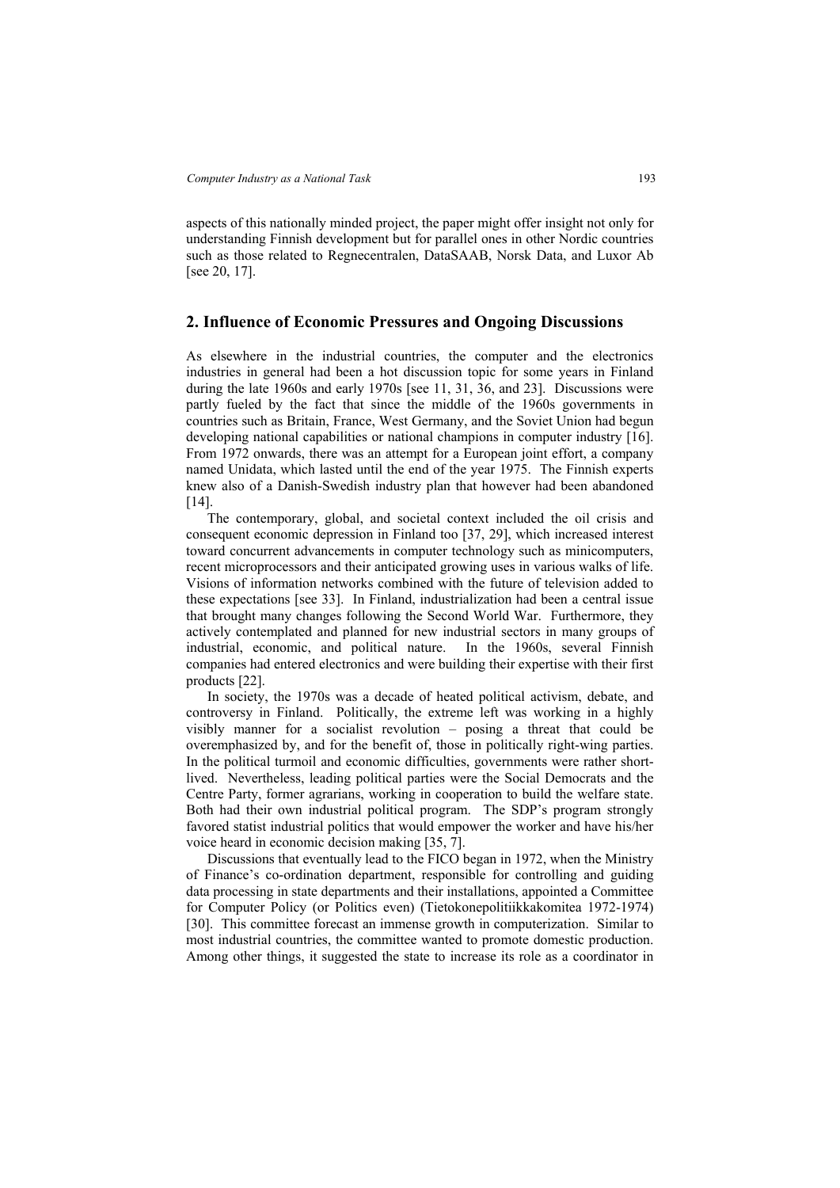aspects of this nationally minded project, the paper might offer insight not only for understanding Finnish development but for parallel ones in other Nordic countries such as those related to Regnecentralen, DataSAAB, Norsk Data, and Luxor Ab [see 20, 17].

## 2. Influence of Economic Pressures and Ongoing Discussions

As elsewhere in the industrial countries, the computer and the electronics industries in general had been a hot discussion topic for some years in Finland during the late 1960s and early 1970s [see 11, 31, 36, and 23]. Discussions were partly fueled by the fact that since the middle of the 1960s governments in countries such as Britain, France, West Germany, and the Soviet Union had begun developing national capabilities or national champions in computer industry [16]. From 1972 onwards, there was an attempt for a European joint effort, a company named Unidata, which lasted until the end of the year 1975. The Finnish experts knew also of a Danish-Swedish industry plan that however had been abandoned [14].

The contemporary, global, and societal context included the oil crisis and consequent economic depression in Finland too [37, 29], which increased interest toward concurrent advancements in computer technology such as minicomputers, recent microprocessors and their anticipated growing uses in various walks of life. Visions of information networks combined with the future of television added to these expectations [see 33]. In Finland, industrialization had been a central issue that brought many changes following the Second World War. Furthermore, they actively contemplated and planned for new industrial sectors in many groups of industrial, economic, and political nature. In the 1960s, several Finnish companies had entered electronics and were building their expertise with their first products [22].

In society, the 1970s was a decade of heated political activism, debate, and controversy in Finland. Politically, the extreme left was working in a highly visibly manner for a socialist revolution – posing a threat that could be overemphasized by, and for the benefit of, those in politically right-wing parties. In the political turmoil and economic difficulties, governments were rather short-lived. Nevertheless, leading political parties were the Social Democrats and the Centre Party, former agrarians, working in cooperation to build the welfare state. Both had their own industrial political program. The SDP's program strongly favored statist industrial politics that would empower the worker and have his/her voice heard in economic decision making [35, 7].

Discussions that eventually lead to the FICO began in 1972, when the Ministry of Finance's co-ordination department, responsible for controlling and guiding data processing in state departments and their installations, appointed a Committee for Computer Policy (or Politics even) (Tietokonepolitiikkakomitea 1972-1974) [30]. This committee forecast an immense growth in computerization. Similar to most industrial countries, the committee wanted to promote domestic production. Among other things, it suggested the state to increase its role as a coordinator in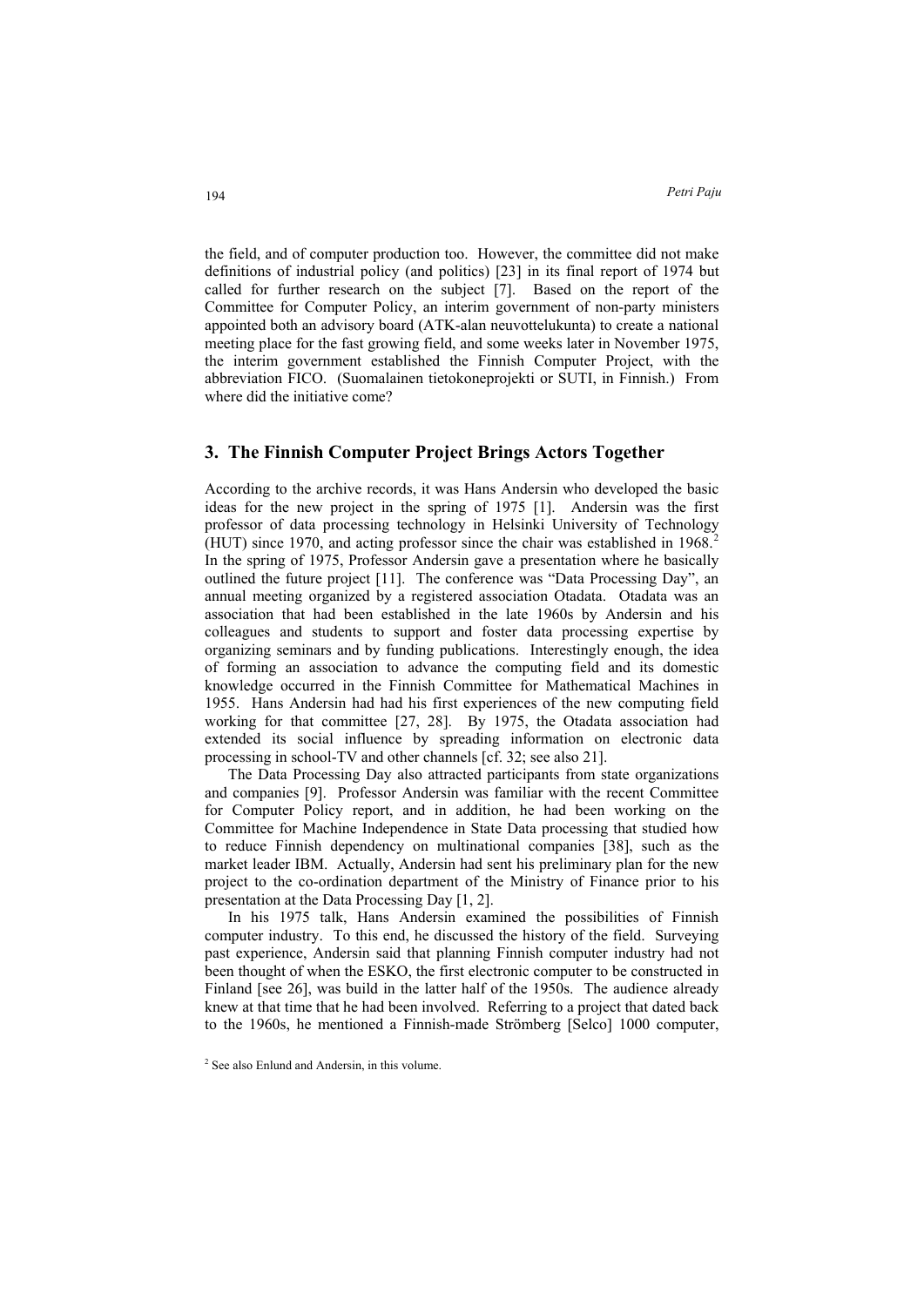the field, and of computer production too. However, the committee did not make definitions of industrial policy (and politics) [23] in its final report of 1974 but called for further research on the subject [7]. Based on the report of the Committee for Computer Policy, an interim government of non-party ministers appointed both an advisory board (ATK-alan neuvottelukunta) to create a national meeting place for the fast growing field, and some weeks later in November 1975, the interim government established the Finnish Computer Project, with the abbreviation FICO. (Suomalainen tietokoneprojekti or SUTI, in Finnish.) From where did the initiative come?

## 3. The Finnish Computer Project Brings Actors Together

According to the archive records, it was Hans Andersin who developed the basic ideas for the new project in the spring of 1975 [1]. Andersin was the first professor of data processing technology in Helsinki University of Technology (HUT) since 1970, and acting professor since the chair was established in 1968.[2] In the spring of 1975, Professor Andersin gave a presentation where he basically outlined the future project [11]. The conference was "Data Processing Day", an annual meeting organized by a registered association Otadata. Otadata was an association that had been established in the late 1960s by Andersin and his colleagues and students to support and foster data processing expertise by organizing seminars and by funding publications. Interestingly enough, the idea of forming an association to advance the computing field and its domestic knowledge occurred in the Finnish Committee for Mathematical Machines in 1955. Hans Andersin had had his first experiences of the new computing field working for that committee [27, 28]. By 1975, the Otadata association had extended its social influence by spreading information on electronic data processing in school-TV and other channels [cf. 32; see also 21].

The Data Processing Day also attracted participants from state organizations and companies [9]. Professor Andersin was familiar with the recent Committee for Computer Policy report, and in addition, he had been working on the Committee for Machine Independence in State Data processing that studied how to reduce Finnish dependency on multinational companies [38], such as the market leader IBM. Actually, Andersin had sent his preliminary plan for the new project to the co-ordination department of the Ministry of Finance prior to his presentation at the Data Processing Day [1, 2].

In his 1975 talk, Hans Andersin examined the possibilities of Finnish computer industry. To this end, he discussed the history of the field. Surveying past experience, Andersin said that planning Finnish computer industry had not been thought of when the ESKO, the first electronic computer to be constructed in Finland [see 26], was build in the latter half of the 1950s. The audience already knew at that time that he had been involved. Referring to a project that dated back to the 1960s, he mentioned a Finnish-made Strömberg [Selco] 1000 computer,

[2] See also Enlund and Andersin, in this volume.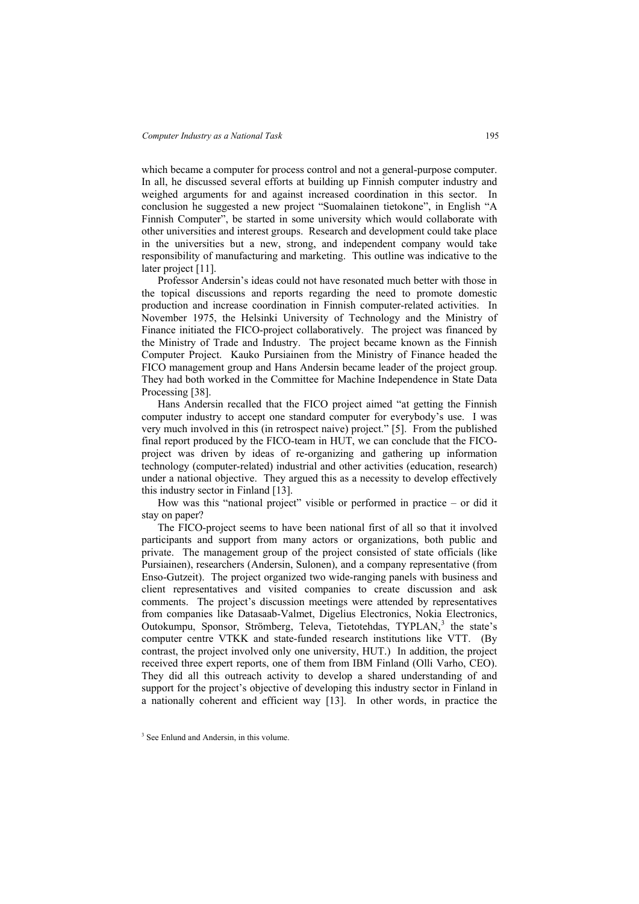which became a computer for process control and not a general-purpose computer. In all, he discussed several efforts at building up Finnish computer industry and weighed arguments for and against increased coordination in this sector. In conclusion he suggested a new project "Suomalainen tietokone", in English "A Finnish Computer", be started in some university which would collaborate with other universities and interest groups. Research and development could take place in the universities but a new, strong, and independent company would take responsibility of manufacturing and marketing. This outline was indicative to the later project [11].

Professor Andersin's ideas could not have resonated much better with those in the topical discussions and reports regarding the need to promote domestic production and increase coordination in Finnish computer-related activities. In November 1975, the Helsinki University of Technology and the Ministry of Finance initiated the FICO-project collaboratively. The project was financed by the Ministry of Trade and Industry. The project became known as the Finnish Computer Project. Kauko Pursiainen from the Ministry of Finance headed the FICO management group and Hans Andersin became leader of the project group. They had both worked in the Committee for Machine Independence in State Data Processing [38].

Hans Andersin recalled that the FICO project aimed "at getting the Finnish computer industry to accept one standard computer for everybody's use. I was very much involved in this (in retrospect naive) project." [5]. From the published final report produced by the FICO-team in HUT, we can conclude that the FICO-project was driven by ideas of re-organizing and gathering up information technology (computer-related) industrial and other activities (education, research) under a national objective. They argued this as a necessity to develop effectively this industry sector in Finland [13].

How was this "national project" visible or performed in practice – or did it stay on paper?

The FICO-project seems to have been national first of all so that it involved participants and support from many actors or organizations, both public and private. The management group of the project consisted of state officials (like Pursiainen), researchers (Andersin, Sulonen), and a company representative (from Enso-Gutzeit). The project organized two wide-ranging panels with business and client representatives and visited companies to create discussion and ask comments. The project's discussion meetings were attended by representatives from companies like Datasaab-Valmet, Digelius Electronics, Nokia Electronics, Outokumpu, Sponsor, Strömberg, Televa, Tietotehdas, TYPLAN,[3] the state's computer centre VTKK and state-funded research institutions like VTT. (By contrast, the project involved only one university, HUT.) In addition, the project received three expert reports, one of them from IBM Finland (Olli Varho, CEO). They did all this outreach activity to develop a shared understanding of and support for the project's objective of developing this industry sector in Finland in a nationally coherent and efficient way [13]. In other words, in practice the

[3] See Enlund and Andersin, in this volume.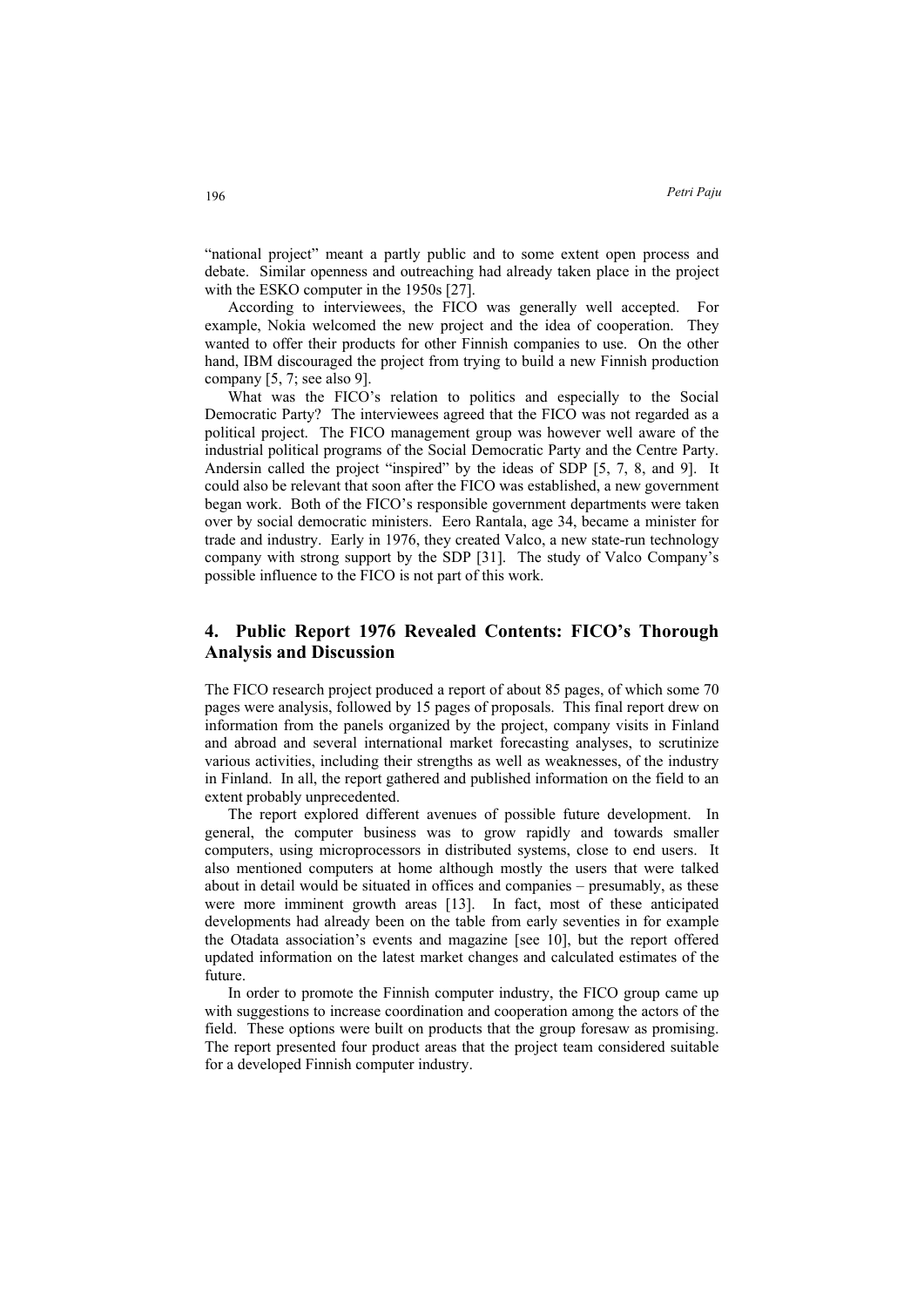"national project" meant a partly public and to some extent open process and debate. Similar openness and outreaching had already taken place in the project with the ESKO computer in the 1950s [27].

According to interviewees, the FICO was generally well accepted. For example, Nokia welcomed the new project and the idea of cooperation. They wanted to offer their products for other Finnish companies to use. On the other hand, IBM discouraged the project from trying to build a new Finnish production company [5, 7; see also 9].

What was the FICO's relation to politics and especially to the Social Democratic Party? The interviewees agreed that the FICO was not regarded as a political project. The FICO management group was however well aware of the industrial political programs of the Social Democratic Party and the Centre Party. Andersin called the project "inspired" by the ideas of SDP [5, 7, 8, and 9]. It could also be relevant that soon after the FICO was established, a new government began work. Both of the FICO's responsible government departments were taken over by social democratic ministers. Eero Rantala, age 34, became a minister for trade and industry. Early in 1976, they created Valco, a new state-run technology company with strong support by the SDP [31]. The study of Valco Company's possible influence to the FICO is not part of this work.

## 4. Public Report 1976 Revealed Contents: FICO's Thorough Analysis and Discussion

The FICO research project produced a report of about 85 pages, of which some 70 pages were analysis, followed by 15 pages of proposals. This final report drew on information from the panels organized by the project, company visits in Finland and abroad and several international market forecasting analyses, to scrutinize various activities, including their strengths as well as weaknesses, of the industry in Finland. In all, the report gathered and published information on the field to an extent probably unprecedented.

The report explored different avenues of possible future development. In general, the computer business was to grow rapidly and towards smaller computers, using microprocessors in distributed systems, close to end users. It also mentioned computers at home although mostly the users that were talked about in detail would be situated in offices and companies – presumably, as these were more imminent growth areas [13]. In fact, most of these anticipated developments had already been on the table from early seventies in for example the Otadata association's events and magazine [see 10], but the report offered updated information on the latest market changes and calculated estimates of the future.

In order to promote the Finnish computer industry, the FICO group came up with suggestions to increase coordination and cooperation among the actors of the field. These options were built on products that the group foresaw as promising. The report presented four product areas that the project team considered suitable for a developed Finnish computer industry.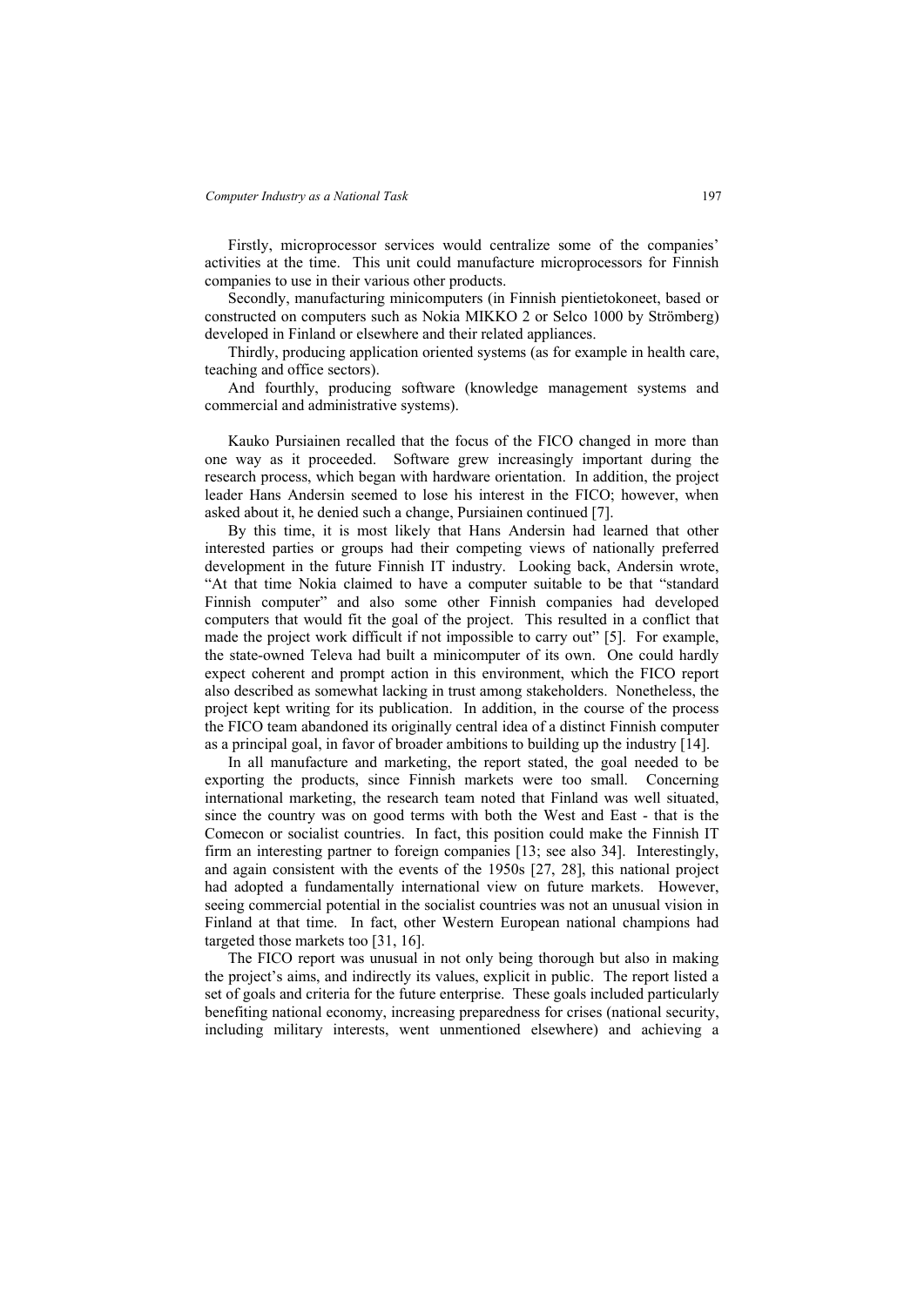Firstly, microprocessor services would centralize some of the companies' activities at the time. This unit could manufacture microprocessors for Finnish companies to use in their various other products.

Secondly, manufacturing minicomputers (in Finnish pientietokoneet, based or constructed on computers such as Nokia MIKKO 2 or Selco 1000 by Strömberg) developed in Finland or elsewhere and their related appliances.

Thirdly, producing application oriented systems (as for example in health care, teaching and office sectors).

And fourthly, producing software (knowledge management systems and commercial and administrative systems).

Kauko Pursiainen recalled that the focus of the FICO changed in more than one way as it proceeded. Software grew increasingly important during the research process, which began with hardware orientation. In addition, the project leader Hans Andersin seemed to lose his interest in the FICO; however, when asked about it, he denied such a change, Pursiainen continued [7].

By this time, it is most likely that Hans Andersin had learned that other interested parties or groups had their competing views of nationally preferred development in the future Finnish IT industry. Looking back, Andersin wrote, "At that time Nokia claimed to have a computer suitable to be that "standard Finnish computer" and also some other Finnish companies had developed computers that would fit the goal of the project. This resulted in a conflict that made the project work difficult if not impossible to carry out" [5]. For example, the state-owned Televa had built a minicomputer of its own. One could hardly expect coherent and prompt action in this environment, which the FICO report also described as somewhat lacking in trust among stakeholders. Nonetheless, the project kept writing for its publication. In addition, in the course of the process the FICO team abandoned its originally central idea of a distinct Finnish computer as a principal goal, in favor of broader ambitions to building up the industry [14].

In all manufacture and marketing, the report stated, the goal needed to be exporting the products, since Finnish markets were too small. Concerning international marketing, the research team noted that Finland was well situated, since the country was on good terms with both the West and East - that is the Comecon or socialist countries. In fact, this position could make the Finnish IT firm an interesting partner to foreign companies [13; see also 34]. Interestingly, and again consistent with the events of the 1950s [27, 28], this national project had adopted a fundamentally international view on future markets. However, seeing commercial potential in the socialist countries was not an unusual vision in Finland at that time. In fact, other Western European national champions had targeted those markets too [31, 16].

The FICO report was unusual in not only being thorough but also in making the project's aims, and indirectly its values, explicit in public. The report listed a set of goals and criteria for the future enterprise. These goals included particularly benefiting national economy, increasing preparedness for crises (national security, including military interests, went unmentioned elsewhere) and achieving a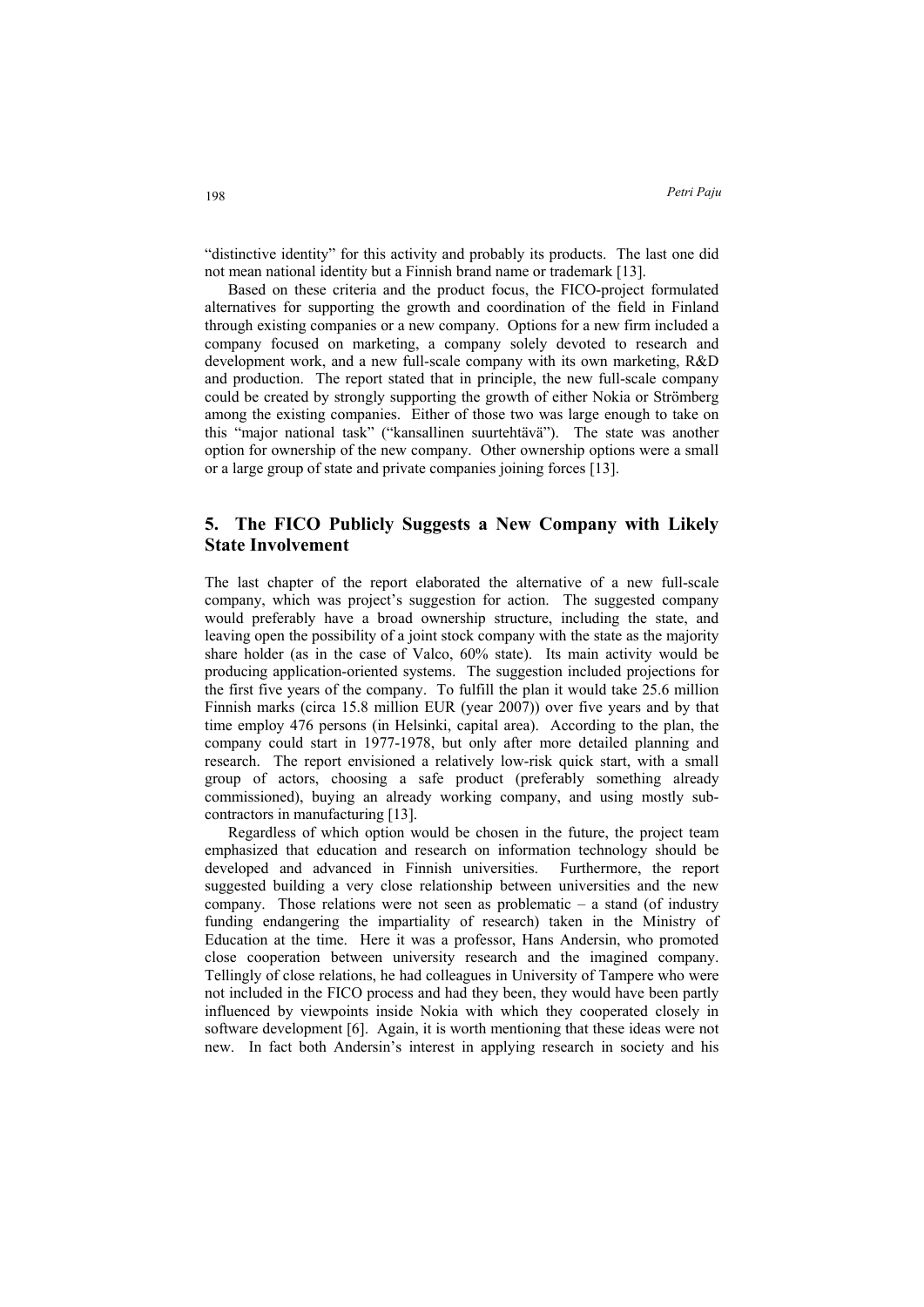"distinctive identity" for this activity and probably its products. The last one did not mean national identity but a Finnish brand name or trademark [13].

Based on these criteria and the product focus, the FICO-project formulated alternatives for supporting the growth and coordination of the field in Finland through existing companies or a new company. Options for a new firm included a company focused on marketing, a company solely devoted to research and development work, and a new full-scale company with its own marketing, R&D and production. The report stated that in principle, the new full-scale company could be created by strongly supporting the growth of either Nokia or Strömberg among the existing companies. Either of those two was large enough to take on this "major national task" ("kansallinen suurtehtävä"). The state was another option for ownership of the new company. Other ownership options were a small or a large group of state and private companies joining forces [13].

## 5. The FICO Publicly Suggests a New Company with Likely State Involvement

The last chapter of the report elaborated the alternative of a new full-scale company, which was project's suggestion for action. The suggested company would preferably have a broad ownership structure, including the state, and leaving open the possibility of a joint stock company with the state as the majority share holder (as in the case of Valco, 60% state). Its main activity would be producing application-oriented systems. The suggestion included projections for the first five years of the company. To fulfill the plan it would take 25.6 million Finnish marks (circa 15.8 million EUR (year 2007)) over five years and by that time employ 476 persons (in Helsinki, capital area). According to the plan, the company could start in 1977-1978, but only after more detailed planning and research. The report envisioned a relatively low-risk quick start, with a small group of actors, choosing a safe product (preferably something already commissioned), buying an already working company, and using mostly sub-contractors in manufacturing [13].

Regardless of which option would be chosen in the future, the project team emphasized that education and research on information technology should be developed and advanced in Finnish universities. Furthermore, the report suggested building a very close relationship between universities and the new company. Those relations were not seen as problematic – a stand (of industry funding endangering the impartiality of research) taken in the Ministry of Education at the time. Here it was a professor, Hans Andersin, who promoted close cooperation between university research and the imagined company. Tellingly of close relations, he had colleagues in University of Tampere who were not included in the FICO process and had they been, they would have been partly influenced by viewpoints inside Nokia with which they cooperated closely in software development [6]. Again, it is worth mentioning that these ideas were not new. In fact both Andersin's interest in applying research in society and his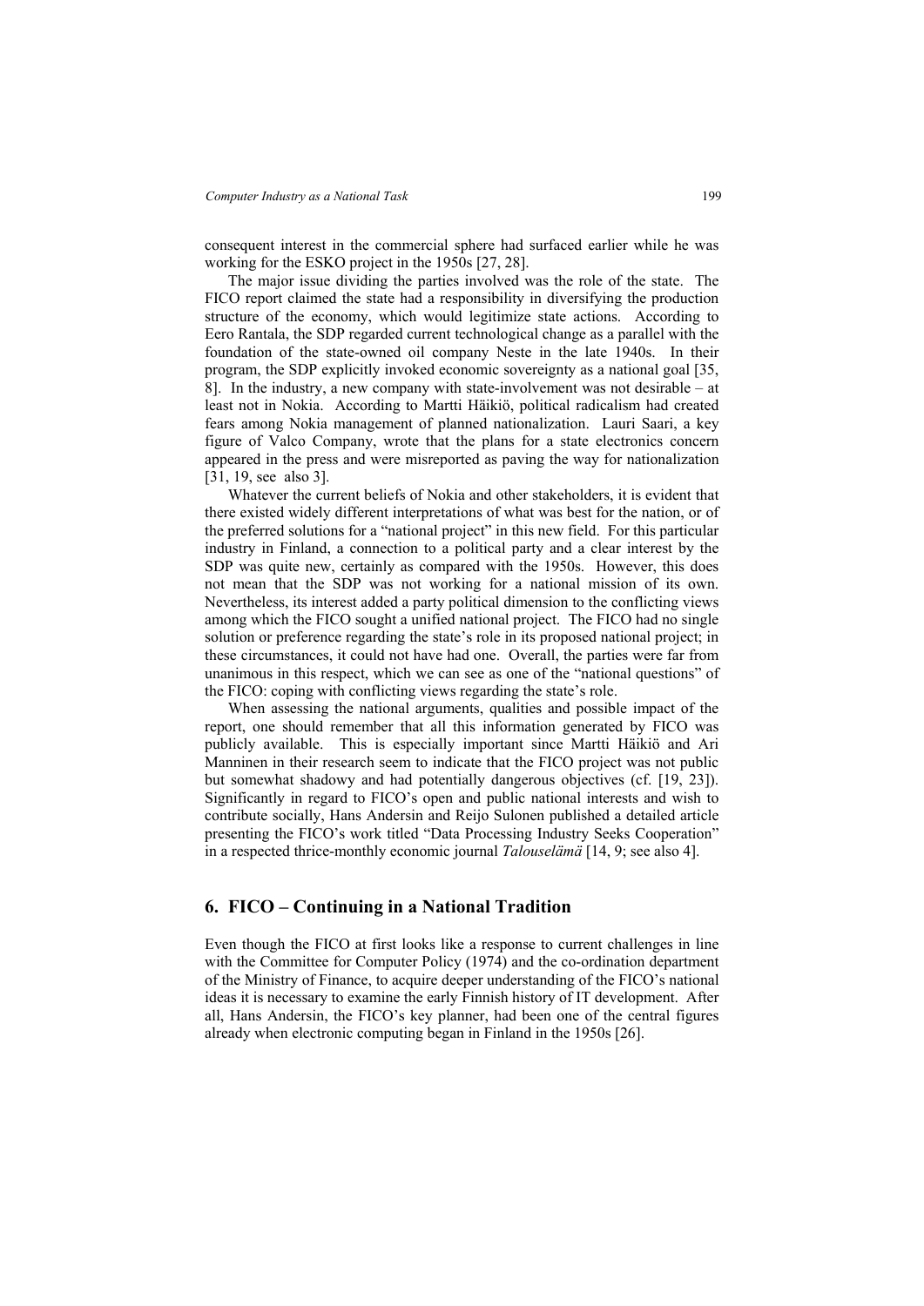consequent interest in the commercial sphere had surfaced earlier while he was working for the ESKO project in the 1950s [27, 28].

The major issue dividing the parties involved was the role of the state. The FICO report claimed the state had a responsibility in diversifying the production structure of the economy, which would legitimize state actions. According to Eero Rantala, the SDP regarded current technological change as a parallel with the foundation of the state-owned oil company Neste in the late 1940s. In their program, the SDP explicitly invoked economic sovereignty as a national goal [35, 8]. In the industry, a new company with state-involvement was not desirable – at least not in Nokia. According to Martti Häikiö, political radicalism had created fears among Nokia management of planned nationalization. Lauri Saari, a key figure of Valco Company, wrote that the plans for a state electronics concern appeared in the press and were misreported as paving the way for nationalization [31, 19, see also 3].

Whatever the current beliefs of Nokia and other stakeholders, it is evident that there existed widely different interpretations of what was best for the nation, or of the preferred solutions for a "national project" in this new field. For this particular industry in Finland, a connection to a political party and a clear interest by the SDP was quite new, certainly as compared with the 1950s. However, this does not mean that the SDP was not working for a national mission of its own. Nevertheless, its interest added a party political dimension to the conflicting views among which the FICO sought a unified national project. The FICO had no single solution or preference regarding the state's role in its proposed national project; in these circumstances, it could not have had one. Overall, the parties were far from unanimous in this respect, which we can see as one of the "national questions" of the FICO: coping with conflicting views regarding the state's role.

When assessing the national arguments, qualities and possible impact of the report, one should remember that all this information generated by FICO was publicly available. This is especially important since Martti Häikiö and Ari Manninen in their research seem to indicate that the FICO project was not public but somewhat shadowy and had potentially dangerous objectives (cf. [19, 23]). Significantly in regard to FICO's open and public national interests and wish to contribute socially, Hans Andersin and Reijo Sulonen published a detailed article presenting the FICO's work titled "Data Processing Industry Seeks Cooperation" in a respected thrice-monthly economic journal *Talouselämä* [14, 9; see also 4].

## 6. FICO – Continuing in a National Tradition

Even though the FICO at first looks like a response to current challenges in line with the Committee for Computer Policy (1974) and the co-ordination department of the Ministry of Finance, to acquire deeper understanding of the FICO's national ideas it is necessary to examine the early Finnish history of IT development. After all, Hans Andersin, the FICO's key planner, had been one of the central figures already when electronic computing began in Finland in the 1950s [26].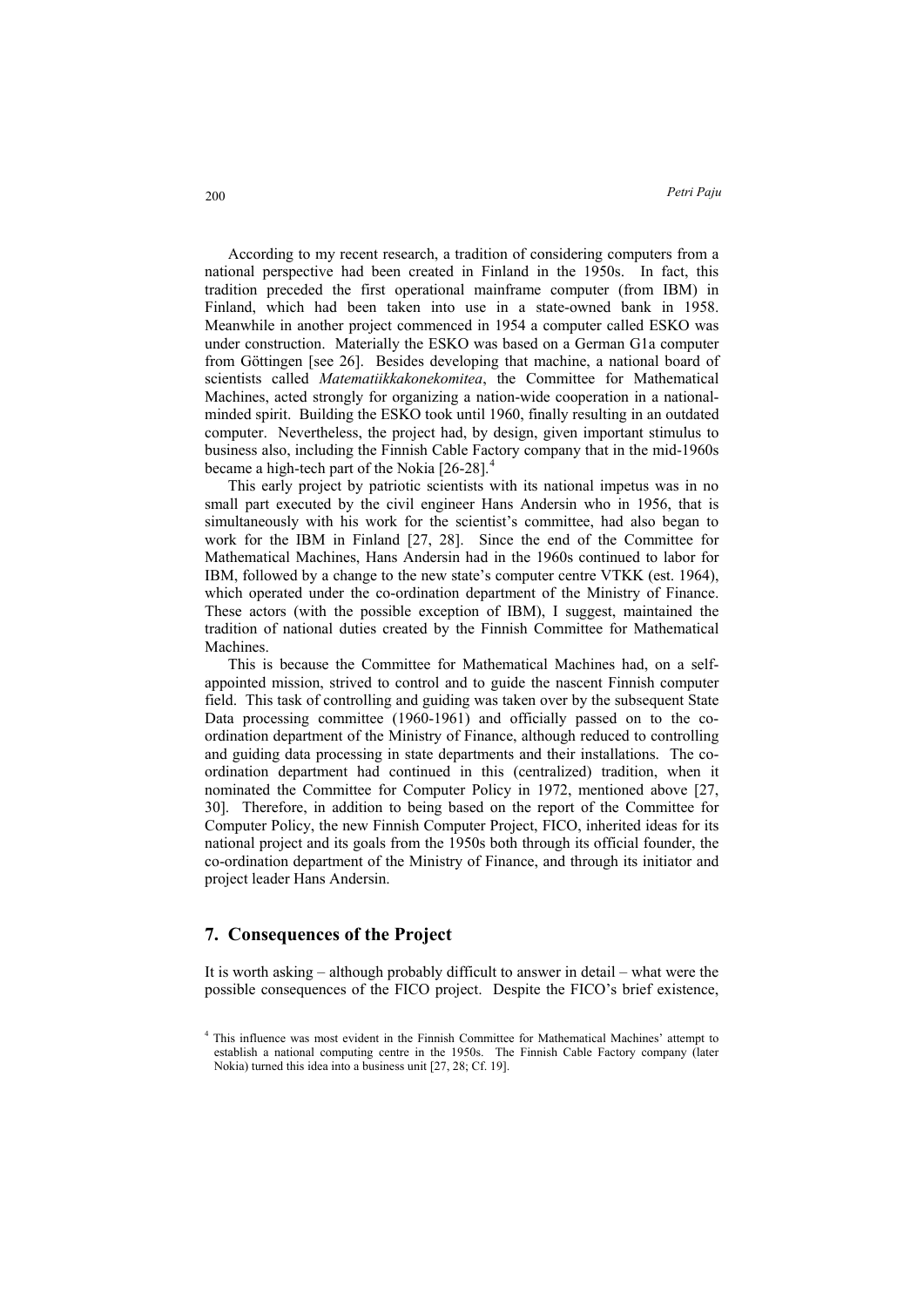According to my recent research, a tradition of considering computers from a national perspective had been created in Finland in the 1950s. In fact, this tradition preceded the first operational mainframe computer (from IBM) in Finland, which had been taken into use in a state-owned bank in 1958. Meanwhile in another project commenced in 1954 a computer called ESKO was under construction. Materially the ESKO was based on a German G1a computer from Göttingen [see 26]. Besides developing that machine, a national board of scientists called *Matematiikkakonekomitea*, the Committee for Mathematical Machines, acted strongly for organizing a nation-wide cooperation in a national-minded spirit. Building the ESKO took until 1960, finally resulting in an outdated computer. Nevertheless, the project had, by design, given important stimulus to business also, including the Finnish Cable Factory company that in the mid-1960s became a high-tech part of the Nokia [26-28].[4]

This early project by patriotic scientists with its national impetus was in no small part executed by the civil engineer Hans Andersin who in 1956, that is simultaneously with his work for the scientist's committee, had also began to work for the IBM in Finland [27, 28]. Since the end of the Committee for Mathematical Machines, Hans Andersin had in the 1960s continued to labor for IBM, followed by a change to the new state's computer centre VTKK (est. 1964), which operated under the co-ordination department of the Ministry of Finance. These actors (with the possible exception of IBM), I suggest, maintained the tradition of national duties created by the Finnish Committee for Mathematical Machines.

This is because the Committee for Mathematical Machines had, on a self-appointed mission, strived to control and to guide the nascent Finnish computer field. This task of controlling and guiding was taken over by the subsequent State Data processing committee (1960-1961) and officially passed on to the co-ordination department of the Ministry of Finance, although reduced to controlling and guiding data processing in state departments and their installations. The co-ordination department had continued in this (centralized) tradition, when it nominated the Committee for Computer Policy in 1972, mentioned above [27, 30]. Therefore, in addition to being based on the report of the Committee for Computer Policy, the new Finnish Computer Project, FICO, inherited ideas for its national project and its goals from the 1950s both through its official founder, the co-ordination department of the Ministry of Finance, and through its initiator and project leader Hans Andersin.

## 7. Consequences of the Project

It is worth asking – although probably difficult to answer in detail – what were the possible consequences of the FICO project. Despite the FICO's brief existence,

[4] This influence was most evident in the Finnish Committee for Mathematical Machines' attempt to establish a national computing centre in the 1950s. The Finnish Cable Factory company (later Nokia) turned this idea into a business unit [27, 28; Cf. 19].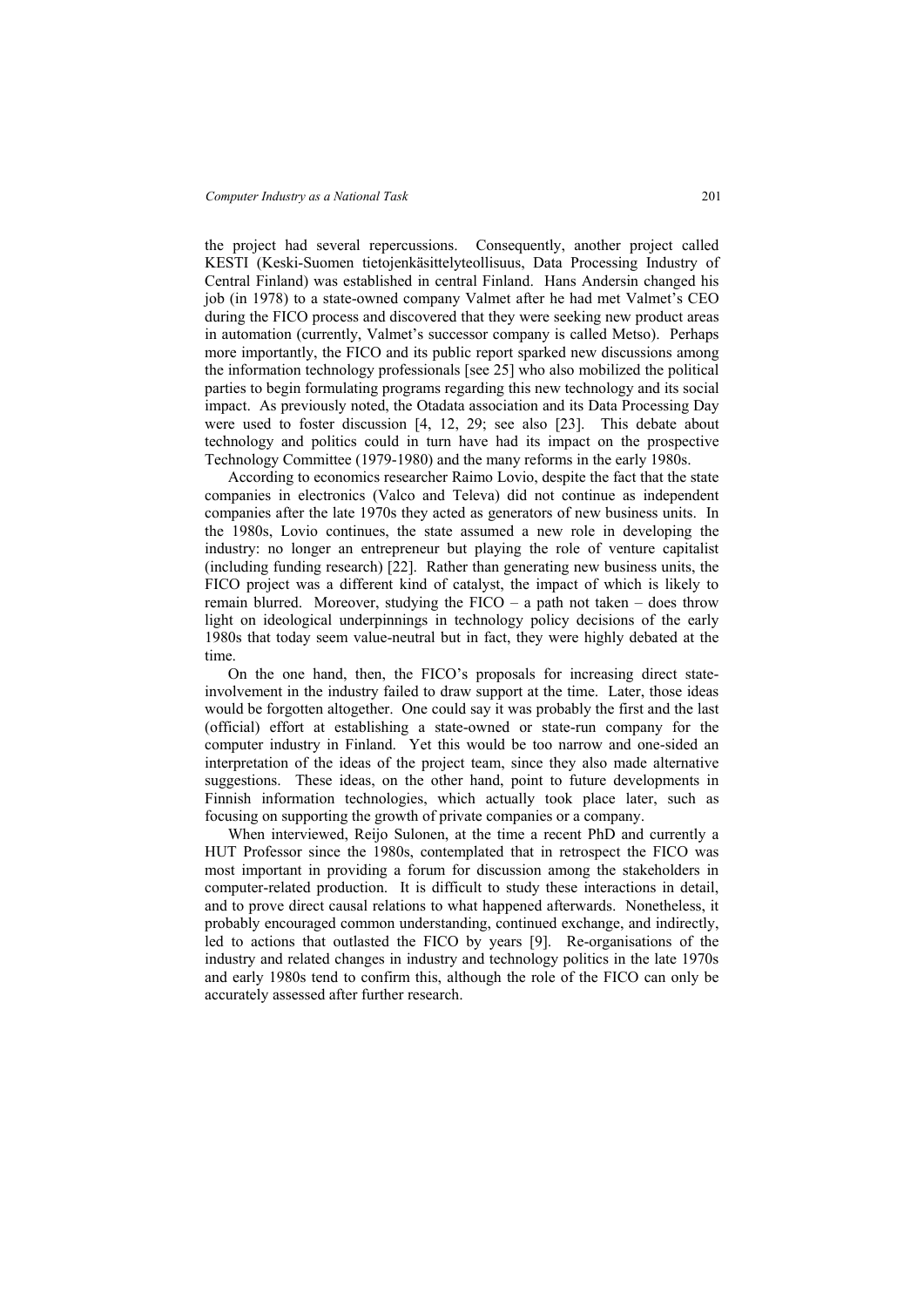the project had several repercussions. Consequently, another project called KESTI (Keski-Suomen tietojenkäsittelyteollisuus, Data Processing Industry of Central Finland) was established in central Finland. Hans Andersin changed his job (in 1978) to a state-owned company Valmet after he had met Valmet's CEO during the FICO process and discovered that they were seeking new product areas in automation (currently, Valmet's successor company is called Metso). Perhaps more importantly, the FICO and its public report sparked new discussions among the information technology professionals [see 25] who also mobilized the political parties to begin formulating programs regarding this new technology and its social impact. As previously noted, the Otadata association and its Data Processing Day were used to foster discussion [4, 12, 29; see also [23]. This debate about technology and politics could in turn have had its impact on the prospective Technology Committee (1979-1980) and the many reforms in the early 1980s.

According to economics researcher Raimo Lovio, despite the fact that the state companies in electronics (Valco and Televa) did not continue as independent companies after the late 1970s they acted as generators of new business units. In the 1980s, Lovio continues, the state assumed a new role in developing the industry: no longer an entrepreneur but playing the role of venture capitalist (including funding research) [22]. Rather than generating new business units, the FICO project was a different kind of catalyst, the impact of which is likely to remain blurred. Moreover, studying the FICO – a path not taken – does throw light on ideological underpinnings in technology policy decisions of the early 1980s that today seem value-neutral but in fact, they were highly debated at the time.

On the one hand, then, the FICO's proposals for increasing direct state-involvement in the industry failed to draw support at the time. Later, those ideas would be forgotten altogether. One could say it was probably the first and the last (official) effort at establishing a state-owned or state-run company for the computer industry in Finland. Yet this would be too narrow and one-sided an interpretation of the ideas of the project team, since they also made alternative suggestions. These ideas, on the other hand, point to future developments in Finnish information technologies, which actually took place later, such as focusing on supporting the growth of private companies or a company.

When interviewed, Reijo Sulonen, at the time a recent PhD and currently a HUT Professor since the 1980s, contemplated that in retrospect the FICO was most important in providing a forum for discussion among the stakeholders in computer-related production. It is difficult to study these interactions in detail, and to prove direct causal relations to what happened afterwards. Nonetheless, it probably encouraged common understanding, continued exchange, and indirectly, led to actions that outlasted the FICO by years [9]. Re-organisations of the industry and related changes in industry and technology politics in the late 1970s and early 1980s tend to confirm this, although the role of the FICO can only be accurately assessed after further research.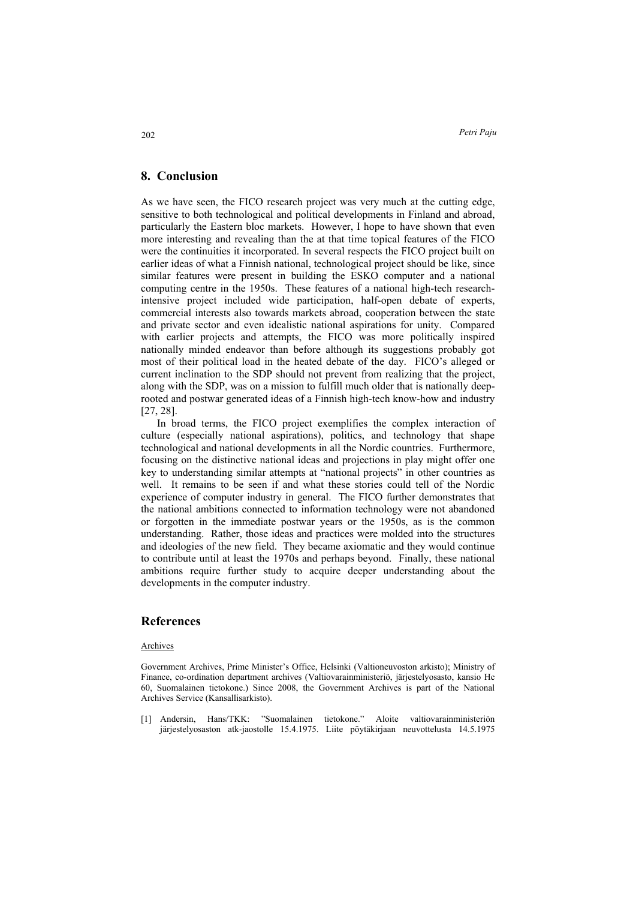## 8. Conclusion

As we have seen, the FICO research project was very much at the cutting edge, sensitive to both technological and political developments in Finland and abroad, particularly the Eastern bloc markets. However, I hope to have shown that even more interesting and revealing than the at that time topical features of the FICO were the continuities it incorporated. In several respects the FICO project built on earlier ideas of what a Finnish national, technological project should be like, since similar features were present in building the ESKO computer and a national computing centre in the 1950s. These features of a national high-tech research-intensive project included wide participation, half-open debate of experts, commercial interests also towards markets abroad, cooperation between the state and private sector and even idealistic national aspirations for unity. Compared with earlier projects and attempts, the FICO was more politically inspired nationally minded endeavor than before although its suggestions probably got most of their political load in the heated debate of the day. FICO's alleged or current inclination to the SDP should not prevent from realizing that the project, along with the SDP, was on a mission to fulfill much older that is nationally deep-rooted and postwar generated ideas of a Finnish high-tech know-how and industry [27, 28].

In broad terms, the FICO project exemplifies the complex interaction of culture (especially national aspirations), politics, and technology that shape technological and national developments in all the Nordic countries. Furthermore, focusing on the distinctive national ideas and projections in play might offer one key to understanding similar attempts at "national projects" in other countries as well. It remains to be seen if and what these stories could tell of the Nordic experience of computer industry in general. The FICO further demonstrates that the national ambitions connected to information technology were not abandoned or forgotten in the immediate postwar years or the 1950s, as is the common understanding. Rather, those ideas and practices were molded into the structures and ideologies of the new field. They became axiomatic and they would continue to contribute until at least the 1970s and perhaps beyond. Finally, these national ambitions require further study to acquire deeper understanding about the developments in the computer industry.

## References

Archives

Government Archives, Prime Minister's Office, Helsinki (Valtioneuvoston arkisto); Ministry of Finance, co-ordination department archives (Valtiovarainministeriö, järjestelyosasto, kansio Hc 60, Suomalainen tietokone.) Since 2008, the Government Archives is part of the National Archives Service (Kansallisarkisto).

[1] Andersin, Hans/TKK: "Suomalainen tietokone." Aloite valtiovarainministeriön järjestelyosaston atk-jaostolle 15.4.1975. Liite pöytäkirjaan neuvottelusta 14.5.1975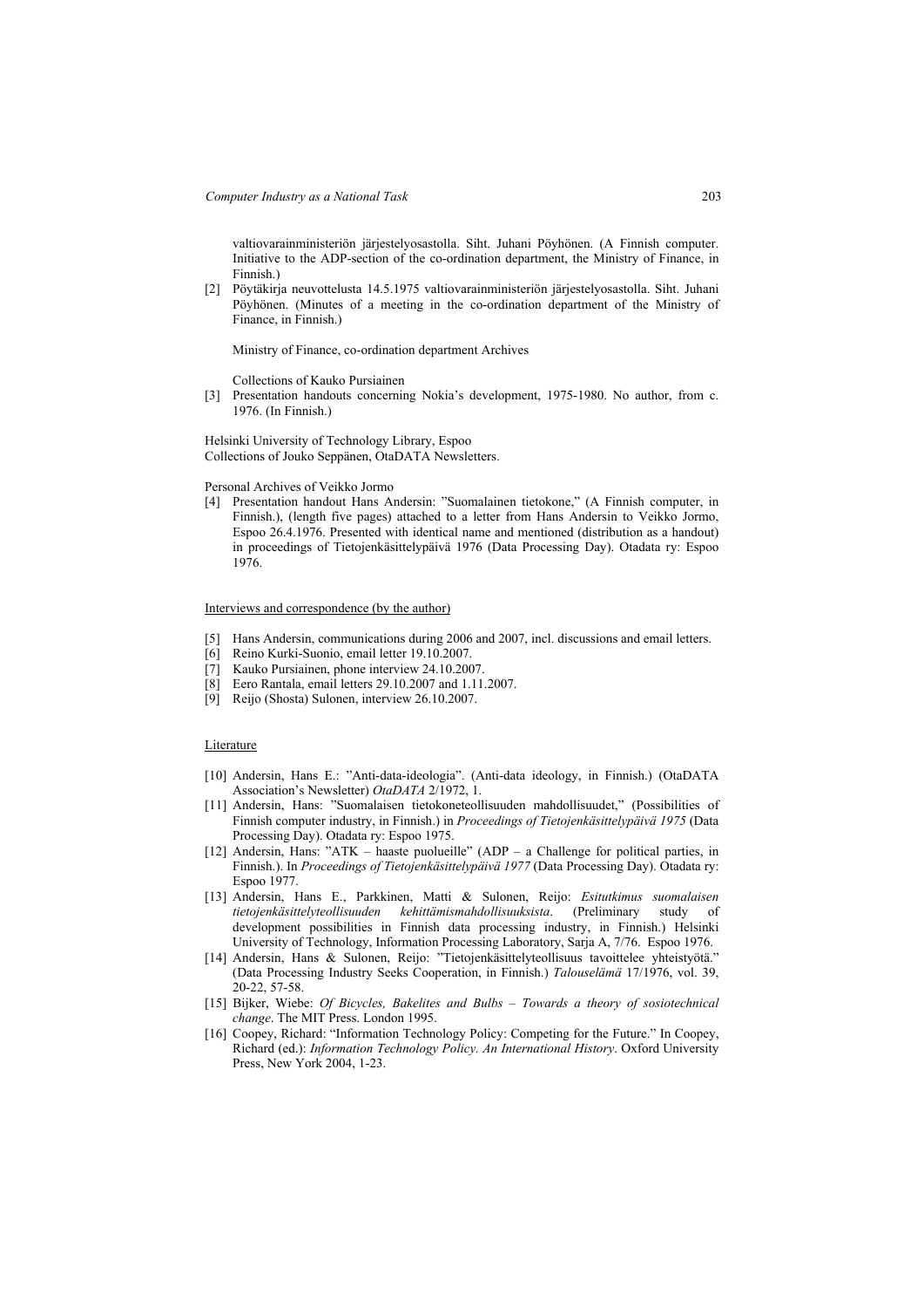valtiovarainministeriön järjestelyosastolla. Siht. Juhani Pöyhönen. (A Finnish computer. Initiative to the ADP-section of the co-ordination department, the Ministry of Finance, in Finnish.)

[2] Pöytäkirja neuvottelusta 14.5.1975 valtiovarainministeriön järjestelyosastolla. Siht. Juhani Pöyhönen. (Minutes of a meeting in the co-ordination department of the Ministry of Finance, in Finnish.)

Ministry of Finance, co-ordination department Archives

Collections of Kauko Pursiainen

[3] Presentation handouts concerning Nokia's development, 1975-1980. No author, from c. 1976. (In Finnish.)

Helsinki University of Technology Library, Espoo
Collections of Jouko Seppänen, OtaDATA Newsletters.

Personal Archives of Veikko Jormo

[4] Presentation handout Hans Andersin: "Suomalainen tietokone," (A Finnish computer, in Finnish.), (length five pages) attached to a letter from Hans Andersin to Veikko Jormo, Espoo 26.4.1976. Presented with identical name and mentioned (distribution as a handout) in proceedings of Tietojenkäsittelypäivä 1976 (Data Processing Day). Otadata ry: Espoo 1976.

Interviews and correspondence (by the author)

[5] Hans Andersin, communications during 2006 and 2007, incl. discussions and email letters.
[6] Reino Kurki-Suonio, email letter 19.10.2007.
[7] Kauko Pursiainen, phone interview 24.10.2007.
[8] Eero Rantala, email letters 29.10.2007 and 1.11.2007.
[9] Reijo (Shosta) Sulonen, interview 26.10.2007.

Literature

[10] Andersin, Hans E.: "Anti-data-ideologia". (Anti-data ideology, in Finnish.) (OtaDATA Association's Newsletter) *OtaDATA* 2/1972, 1.
[11] Andersin, Hans: "Suomalaisen tietokoneteollisuuden mahdollisuudet," (Possibilities of Finnish computer industry, in Finnish.) in *Proceedings of Tietojenkäsittelypäivä 1975* (Data Processing Day). Otadata ry: Espoo 1975.
[12] Andersin, Hans: "ATK – haaste puolueille" (ADP – a Challenge for political parties, in Finnish.). In *Proceedings of Tietojenkäsittelypäivä 1977* (Data Processing Day). Otadata ry: Espoo 1977.
[13] Andersin, Hans E., Parkkinen, Matti & Sulonen, Reijo: *Esitutkimus suomalaisen tietojenkäsittelyteollisuuden kehittämismahdollisuuksista*. (Preliminary study of development possibilities in Finnish data processing industry, in Finnish.) Helsinki University of Technology, Information Processing Laboratory, Sarja A, 7/76. Espoo 1976.
[14] Andersin, Hans & Sulonen, Reijo: "Tietojenkäsittelyteollisuus tavoittelee yhteistyötä." (Data Processing Industry Seeks Cooperation, in Finnish.) *Talouselämä* 17/1976, vol. 39, 20-22, 57-58.
[15] Bijker, Wiebe: *Of Bicycles, Bakelites and Bulbs – Towards a theory of sosiotechnical change*. The MIT Press. London 1995.
[16] Coopey, Richard: "Information Technology Policy: Competing for the Future." In Coopey, Richard (ed.): *Information Technology Policy. An International History*. Oxford University Press, New York 2004, 1-23.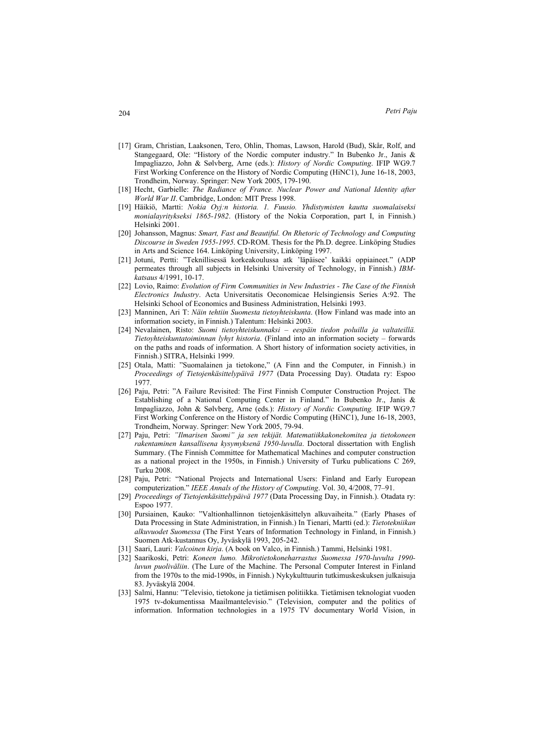[17] Gram, Christian, Laaksonen, Tero, Ohlin, Thomas, Lawson, Harold (Bud), Skår, Rolf, and Stangegaard, Ole: "History of the Nordic computer industry." In Bubenko Jr., Janis & Impagliazzo, John & Sølvberg, Arne (eds.): *History of Nordic Computing*. IFIP WG9.7 First Working Conference on the History of Nordic Computing (HiNC1), June 16-18, 2003, Trondheim, Norway. Springer: New York 2005, 179-190.

[18] Hecht, Garbielle: *The Radiance of France. Nuclear Power and National Identity after World War II*. Cambridge, London: MIT Press 1998.

[19] Häikiö, Martti: *Nokia Oyj:n historia. 1. Fuusio. Yhdistymisten kautta suomalaiseksi monialayritykseksi 1865-1982*. (History of the Nokia Corporation, part I, in Finnish.) Helsinki 2001.

[20] Johansson, Magnus: *Smart, Fast and Beautiful. On Rhetoric of Technology and Computing Discourse in Sweden 1955-1995*. CD-ROM. Thesis for the Ph.D. degree. Linköping Studies in Arts and Science 164. Linköping University, Linköping 1997.

[21] Jotuni, Pertti: "Teknillisessä korkeakoulussa atk 'läpäisee' kaikki oppiaineet." (ADP permeates through all subjects in Helsinki University of Technology, in Finnish.) *IBM-katsaus* 4/1991, 10-17.

[22] Lovio, Raimo: *Evolution of Firm Communities in New Industries - The Case of the Finnish Electronics Industry*. Acta Universitatis Oeconomicae Helsingiensis Series A:92. The Helsinki School of Economics and Business Administration, Helsinki 1993.

[23] Manninen, Ari T: *Näin tehtiin Suomesta tietoyhteiskunta*. (How Finland was made into an information society, in Finnish.) Talentum: Helsinki 2003.

[24] Nevalainen, Risto: *Suomi tietoyhteiskunnaksi – eespäin tiedon poluilla ja valtateillä. Tietoyhteiskuntatoiminnan lyhyt historia*. (Finland into an information society – forwards on the paths and roads of information. A Short history of information society activities, in Finnish.) SITRA, Helsinki 1999.

[25] Otala, Matti: "Suomalainen ja tietokone," (A Finn and the Computer, in Finnish.) in *Proceedings of Tietojenkäsittelypäivä 1977* (Data Processing Day). Otadata ry: Espoo 1977.

[26] Paju, Petri: "A Failure Revisited: The First Finnish Computer Construction Project. The Establishing of a National Computing Center in Finland." In Bubenko Jr., Janis & Impagliazzo, John & Sølvberg, Arne (eds.): *History of Nordic Computing*. IFIP WG9.7 First Working Conference on the History of Nordic Computing (HiNC1), June 16-18, 2003, Trondheim, Norway. Springer: New York 2005, 79-94.

[27] Paju, Petri: *"Ilmarisen Suomi" ja sen tekijät. Matematiikkakonekomitea ja tietokoneen rakentaminen kansallisena kysymyksenä 1950-luvulla*. Doctoral dissertation with English Summary. (The Finnish Committee for Mathematical Machines and computer construction as a national project in the 1950s, in Finnish.) University of Turku publications C 269, Turku 2008.

[28] Paju, Petri: "National Projects and International Users: Finland and Early European computerization." *IEEE Annals of the History of Computing*. Vol. 30, 4/2008, 77–91.

[29] *Proceedings of Tietojenkäsittelypäivä 1977* (Data Processing Day, in Finnish.). Otadata ry: Espoo 1977.

[30] Pursiainen, Kauko: "Valtionhallinnon tietojenkäsittelyn alkuvaiheita." (Early Phases of Data Processing in State Administration, in Finnish.) In Tienari, Martti (ed.): *Tietotekniikan alkuvuodet Suomessa* (The First Years of Information Technology in Finland, in Finnish.) Suomen Atk-kustannus Oy, Jyväskylä 1993, 205-242.

[31] Saari, Lauri: *Valcoinen kirja*. (A book on Valco, in Finnish.) Tammi, Helsinki 1981.

[32] Saarikoski, Petri: *Koneen lumo. Mikrotietokoneharrastus Suomessa 1970-luvulta 1990-luvun puoliväliin*. (The Lure of the Machine. The Personal Computer Interest in Finland from the 1970s to the mid-1990s, in Finnish.) Nykykulttuurin tutkimuskeskuksen julkaisuja 83. Jyväskylä 2004.

[33] Salmi, Hannu: "Televisio, tietokone ja tietämisen politiikka. Tietämisen teknologiat vuoden 1975 tv-dokumentissa Maailmantelevisio." (Television, computer and the politics of information. Information technologies in a 1975 TV documentary World Vision, in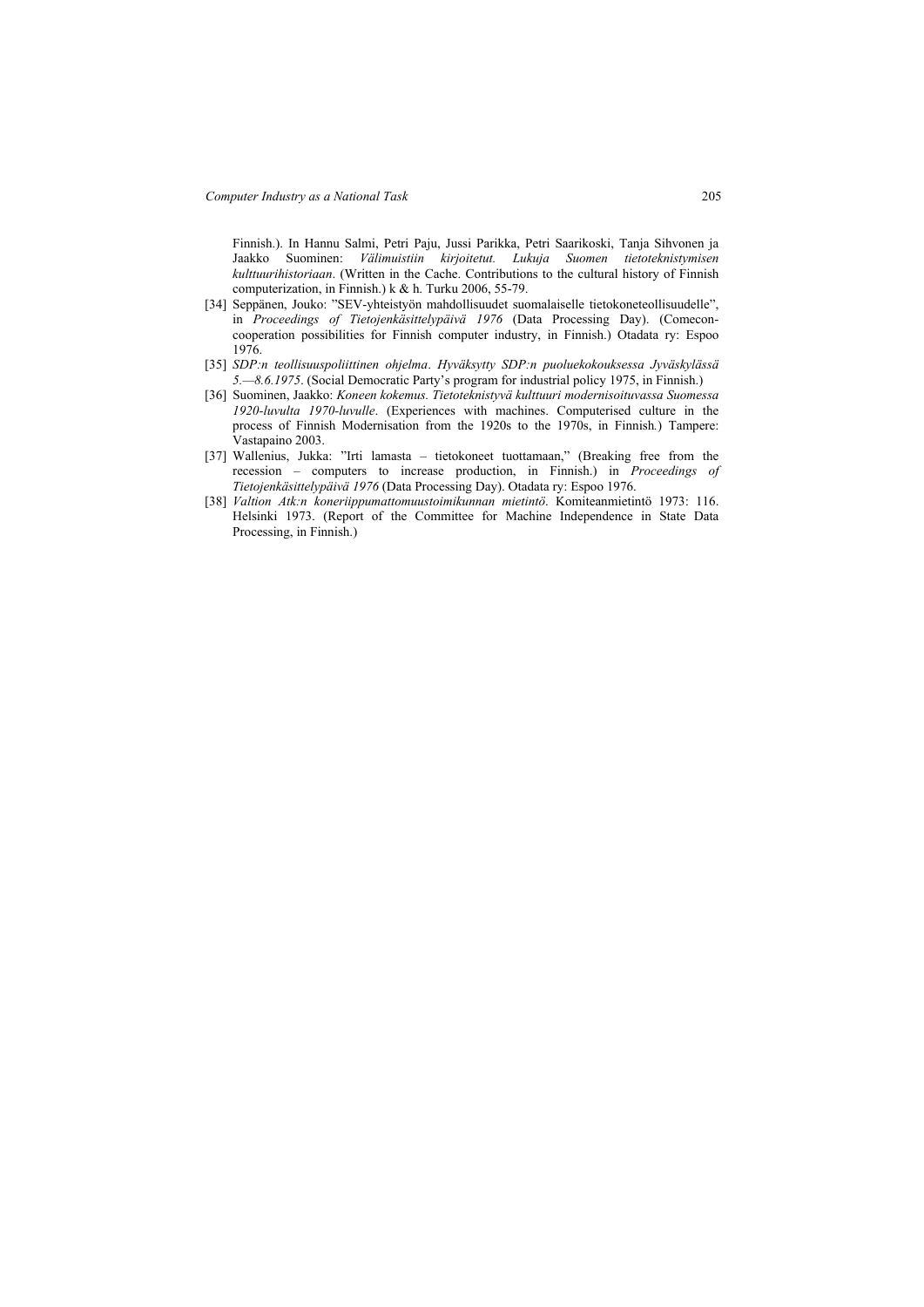Finnish.). In Hannu Salmi, Petri Paju, Jussi Parikka, Petri Saarikoski, Tanja Sihvonen ja Jaakko Suominen: *Välimuistiin kirjoitetut. Lukuja Suomen tietoteknistymisen kulttuurihistoriaan*. (Written in the Cache. Contributions to the cultural history of Finnish computerization, in Finnish.) k & h. Turku 2006, 55-79.

[34] Seppänen, Jouko: "SEV-yhteistyön mahdollisuudet suomalaiselle tietokoneteollisuudelle", in *Proceedings of Tietojenkäsittelypäivä 1976* (Data Processing Day). (Comecon-cooperation possibilities for Finnish computer industry, in Finnish.) Otadata ry: Espoo 1976.

[35] *SDP:n teollisuuspoliittinen ohjelma*. *Hyväksytty SDP:n puoluekokouksessa Jyväskylässä 5.—8.6.1975*. (Social Democratic Party's program for industrial policy 1975, in Finnish.)

[36] Suominen, Jaakko: *Koneen kokemus. Tietoteknistyvä kulttuuri modernisoituvassa Suomessa 1920-luvulta 1970-luvulle*. (Experiences with machines. Computerised culture in the process of Finnish Modernisation from the 1920s to the 1970s, in Finnish.) Tampere: Vastapaino 2003.

[37] Wallenius, Jukka: "Irti lamasta – tietokoneet tuottamaan," (Breaking free from the recession – computers to increase production, in Finnish.) in *Proceedings of Tietojenkäsittelypäivä 1976* (Data Processing Day). Otadata ry: Espoo 1976.

[38] *Valtion Atk:n koneriippumattomuustoimikunnan mietintö*. Komiteanmietintö 1973: 116. Helsinki 1973. (Report of the Committee for Machine Independence in State Data Processing, in Finnish.)